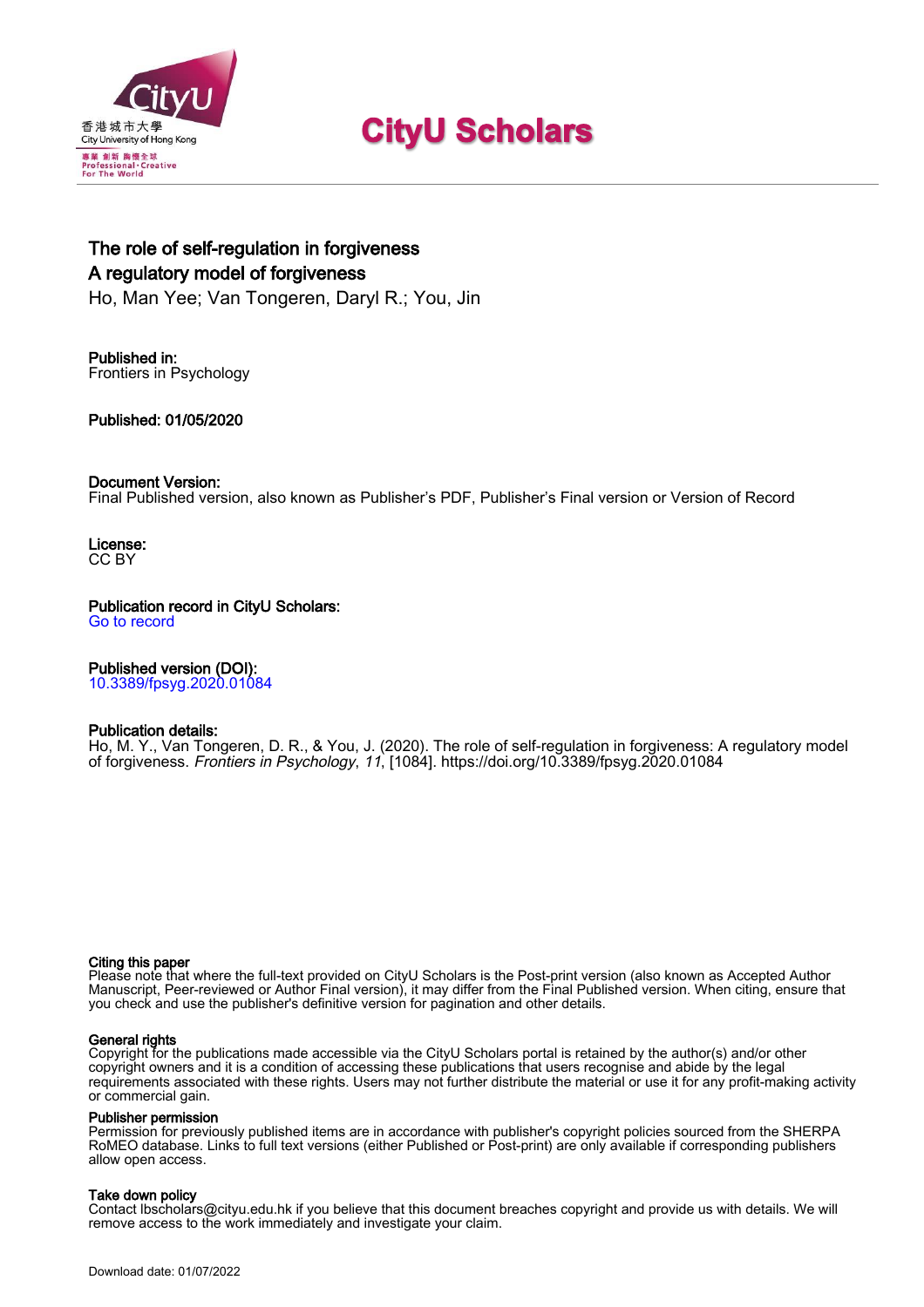# CityU Scholars

## The role of self-regulation in forgiveness
## A regulatory model of forgiveness

Ho, Man Yee; Van Tongeren, Daryl R.; You, Jin

**Published in:**
Frontiers in Psychology

**Published: 01/05/2020**

**Document Version:**
Final Published version, also known as Publisher's PDF, Publisher's Final version or Version of Record

**License:**
CC BY

**Publication record in CityU Scholars:**
Go to record

**Published version (DOI):**
10.3389/fpsyg.2020.01084

**Publication details:**
Ho, M. Y., Van Tongeren, D. R., & You, J. (2020). The role of self-regulation in forgiveness: A regulatory model of forgiveness. *Frontiers in Psychology*, *11*, [1084]. https://doi.org/10.3389/fpsyg.2020.01084

**Citing this paper**
Please note that where the full-text provided on CityU Scholars is the Post-print version (also known as Accepted Author Manuscript, Peer-reviewed or Author Final version), it may differ from the Final Published version. When citing, ensure that you check and use the publisher's definitive version for pagination and other details.

**General rights**
Copyright for the publications made accessible via the CityU Scholars portal is retained by the author(s) and/or other copyright owners and it is a condition of accessing these publications that users recognise and abide by the legal requirements associated with these rights. Users may not further distribute the material or use it for any profit-making activity or commercial gain.

**Publisher permission**
Permission for previously published items are in accordance with publisher's copyright policies sourced from the SHERPA RoMEO database. Links to full text versions (either Published or Post-print) are only available if corresponding publishers allow open access.

**Take down policy**
Contact lbscholars@cityu.edu.hk if you believe that this document breaches copyright and provide us with details. We will remove access to the work immediately and investigate your claim.

Download date: 01/07/2022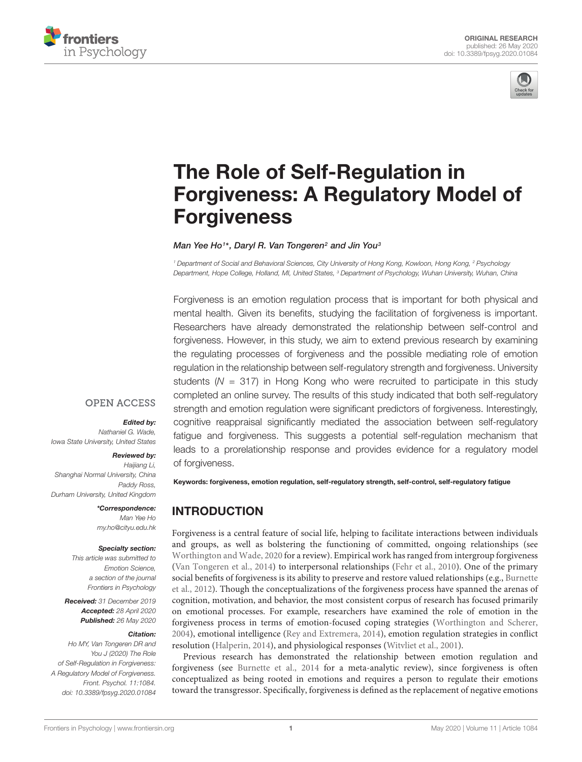# The Role of Self-Regulation in Forgiveness: A Regulatory Model of Forgiveness

*Man Yee Ho[1]\*, Daryl R. Van Tongeren[2] and Jin You[3]*

[1] Department of Social and Behavioral Sciences, City University of Hong Kong, Kowloon, Hong Kong, [2] Psychology Department, Hope College, Holland, MI, United States, [3] Department of Psychology, Wuhan University, Wuhan, China

Forgiveness is an emotion regulation process that is important for both physical and mental health. Given its benefits, studying the facilitation of forgiveness is important. Researchers have already demonstrated the relationship between self-control and forgiveness. However, in this study, we aim to extend previous research by examining the regulating processes of forgiveness and the possible mediating role of emotion regulation in the relationship between self-regulatory strength and forgiveness. University students ($N$ = 317) in Hong Kong who were recruited to participate in this study completed an online survey. The results of this study indicated that both self-regulatory strength and emotion regulation were significant predictors of forgiveness. Interestingly, cognitive reappraisal significantly mediated the association between self-regulatory fatigue and forgiveness. This suggests a potential self-regulation mechanism that leads to a prorelationship response and provides evidence for a regulatory model of forgiveness.

**Keywords: forgiveness, emotion regulation, self-regulatory strength, self-control, self-regulatory fatigue**

OPEN ACCESS

***Edited by:***
Nathaniel G. Wade,
Iowa State University, United States

***Reviewed by:***
Haijiang Li,
Shanghai Normal University, China
Paddy Ross,
Durham University, United Kingdom

***\*Correspondence:***
Man Yee Ho
my.ho@cityu.edu.hk

***Specialty section:***
This article was submitted to Emotion Science, a section of the journal Frontiers in Psychology

***Received:*** 31 December 2019
***Accepted:*** 28 April 2020
***Published:*** 26 May 2020

***Citation:***
Ho MY, Van Tongeren DR and You J (2020) The Role of Self-Regulation in Forgiveness: A Regulatory Model of Forgiveness. Front. Psychol. 11:1084. doi: 10.3389/fpsyg.2020.01084

## INTRODUCTION

Forgiveness is a central feature of social life, helping to facilitate interactions between individuals and groups, as well as bolstering the functioning of committed, ongoing relationships (see Worthington and Wade, 2020 for a review). Empirical work has ranged from intergroup forgiveness (Van Tongeren et al., 2014) to interpersonal relationships (Fehr et al., 2010). One of the primary social benefits of forgiveness is its ability to preserve and restore valued relationships (e.g., Burnette et al., 2012). Though the conceptualizations of the forgiveness process have spanned the arenas of cognition, motivation, and behavior, the most consistent corpus of research has focused primarily on emotional processes. For example, researchers have examined the role of emotion in the forgiveness process in terms of emotion-focused coping strategies (Worthington and Scherer, 2004), emotional intelligence (Rey and Extremera, 2014), emotion regulation strategies in conflict resolution (Halperin, 2014), and physiological responses (Witvliet et al., 2001).

Previous research has demonstrated the relationship between emotion regulation and forgiveness (see Burnette et al., 2014 for a meta-analytic review), since forgiveness is often conceptualized as being rooted in emotions and requires a person to regulate their emotions toward the transgressor. Specifically, forgiveness is defined as the replacement of negative emotions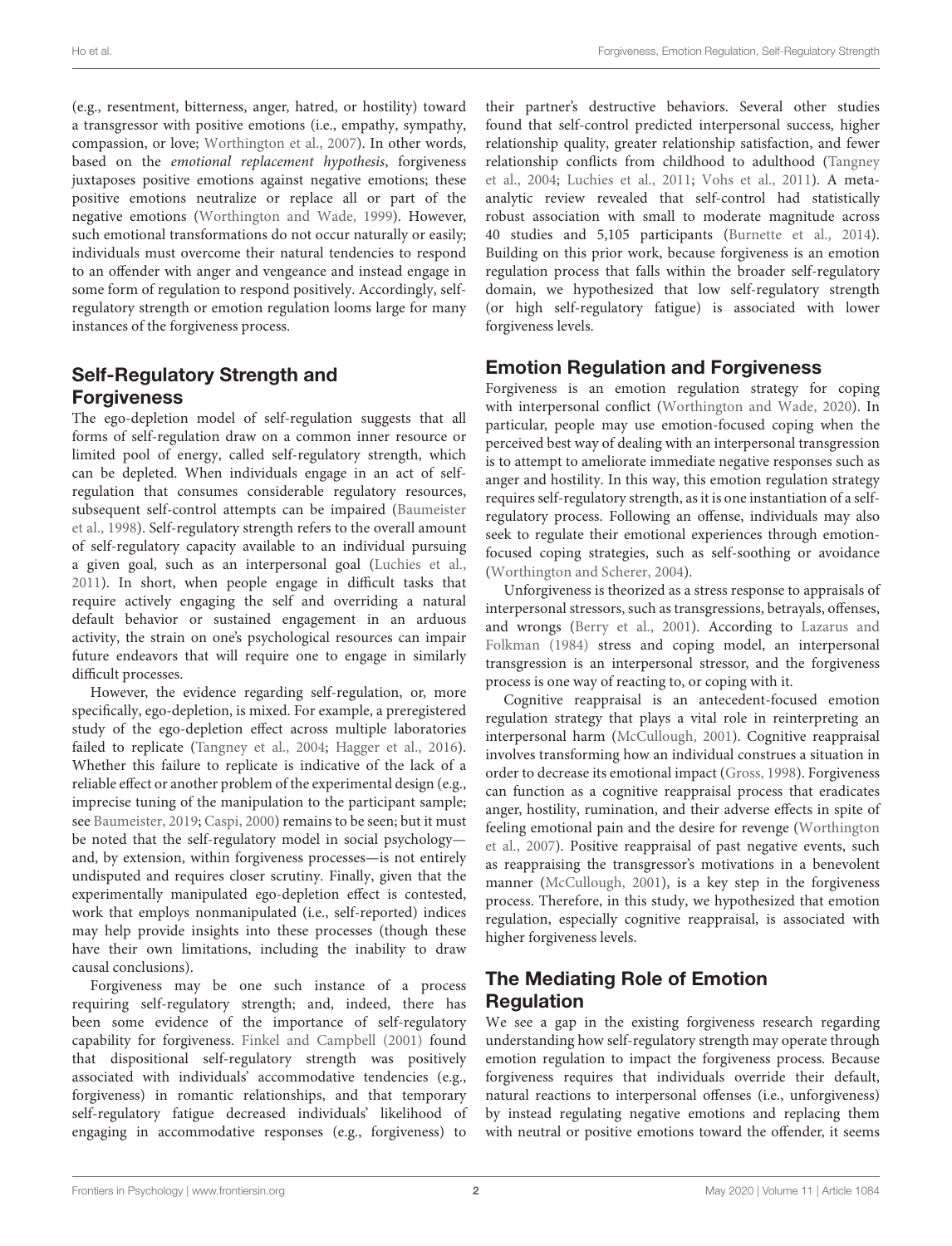(e.g., resentment, bitterness, anger, hatred, or hostility) toward a transgressor with positive emotions (i.e., empathy, sympathy, compassion, or love; Worthington et al., 2007). In other words, based on the *emotional replacement hypothesis*, forgiveness juxtaposes positive emotions against negative emotions; these positive emotions neutralize or replace all or part of the negative emotions (Worthington and Wade, 1999). However, such emotional transformations do not occur naturally or easily; individuals must overcome their natural tendencies to respond to an offender with anger and vengeance and instead engage in some form of regulation to respond positively. Accordingly, self-regulatory strength or emotion regulation looms large for many instances of the forgiveness process.

## Self-Regulatory Strength and Forgiveness

The ego-depletion model of self-regulation suggests that all forms of self-regulation draw on a common inner resource or limited pool of energy, called self-regulatory strength, which can be depleted. When individuals engage in an act of self-regulation that consumes considerable regulatory resources, subsequent self-control attempts can be impaired (Baumeister et al., 1998). Self-regulatory strength refers to the overall amount of self-regulatory capacity available to an individual pursuing a given goal, such as an interpersonal goal (Luchies et al., 2011). In short, when people engage in difficult tasks that require actively engaging the self and overriding a natural default behavior or sustained engagement in an arduous activity, the strain on one's psychological resources can impair future endeavors that will require one to engage in similarly difficult processes.

However, the evidence regarding self-regulation, or, more specifically, ego-depletion, is mixed. For example, a preregistered study of the ego-depletion effect across multiple laboratories failed to replicate (Tangney et al., 2004; Hagger et al., 2016). Whether this failure to replicate is indicative of the lack of a reliable effect or another problem of the experimental design (e.g., imprecise tuning of the manipulation to the participant sample; see Baumeister, 2019; Caspi, 2000) remains to be seen; but it must be noted that the self-regulatory model in social psychology—and, by extension, within forgiveness processes—is not entirely undisputed and requires closer scrutiny. Finally, given that the experimentally manipulated ego-depletion effect is contested, work that employs nonmanipulated (i.e., self-reported) indices may help provide insights into these processes (though these have their own limitations, including the inability to draw causal conclusions).

Forgiveness may be one such instance of a process requiring self-regulatory strength; and, indeed, there has been some evidence of the importance of self-regulatory capability for forgiveness. Finkel and Campbell (2001) found that dispositional self-regulatory strength was positively associated with individuals' accommodative tendencies (e.g., forgiveness) in romantic relationships, and that temporary self-regulatory fatigue decreased individuals' likelihood of engaging in accommodative responses (e.g., forgiveness) to their partner's destructive behaviors. Several other studies found that self-control predicted interpersonal success, higher relationship quality, greater relationship satisfaction, and fewer relationship conflicts from childhood to adulthood (Tangney et al., 2004; Luchies et al., 2011; Vohs et al., 2011). A meta-analytic review revealed that self-control had statistically robust association with small to moderate magnitude across 40 studies and 5,105 participants (Burnette et al., 2014). Building on this prior work, because forgiveness is an emotion regulation process that falls within the broader self-regulatory domain, we hypothesized that low self-regulatory strength (or high self-regulatory fatigue) is associated with lower forgiveness levels.

## Emotion Regulation and Forgiveness

Forgiveness is an emotion regulation strategy for coping with interpersonal conflict (Worthington and Wade, 2020). In particular, people may use emotion-focused coping when the perceived best way of dealing with an interpersonal transgression is to attempt to ameliorate immediate negative responses such as anger and hostility. In this way, this emotion regulation strategy requires self-regulatory strength, as it is one instantiation of a self-regulatory process. Following an offense, individuals may also seek to regulate their emotional experiences through emotion-focused coping strategies, such as self-soothing or avoidance (Worthington and Scherer, 2004).

Unforgiveness is theorized as a stress response to appraisals of interpersonal stressors, such as transgressions, betrayals, offenses, and wrongs (Berry et al., 2001). According to Lazarus and Folkman (1984) stress and coping model, an interpersonal transgression is an interpersonal stressor, and the forgiveness process is one way of reacting to, or coping with it.

Cognitive reappraisal is an antecedent-focused emotion regulation strategy that plays a vital role in reinterpreting an interpersonal harm (McCullough, 2001). Cognitive reappraisal involves transforming how an individual construes a situation in order to decrease its emotional impact (Gross, 1998). Forgiveness can function as a cognitive reappraisal process that eradicates anger, hostility, rumination, and their adverse effects in spite of feeling emotional pain and the desire for revenge (Worthington et al., 2007). Positive reappraisal of past negative events, such as reappraising the transgressor's motivations in a benevolent manner (McCullough, 2001), is a key step in the forgiveness process. Therefore, in this study, we hypothesized that emotion regulation, especially cognitive reappraisal, is associated with higher forgiveness levels.

## The Mediating Role of Emotion Regulation

We see a gap in the existing forgiveness research regarding understanding how self-regulatory strength may operate through emotion regulation to impact the forgiveness process. Because forgiveness requires that individuals override their default, natural reactions to interpersonal offenses (i.e., unforgiveness) by instead regulating negative emotions and replacing them with neutral or positive emotions toward the offender, it seems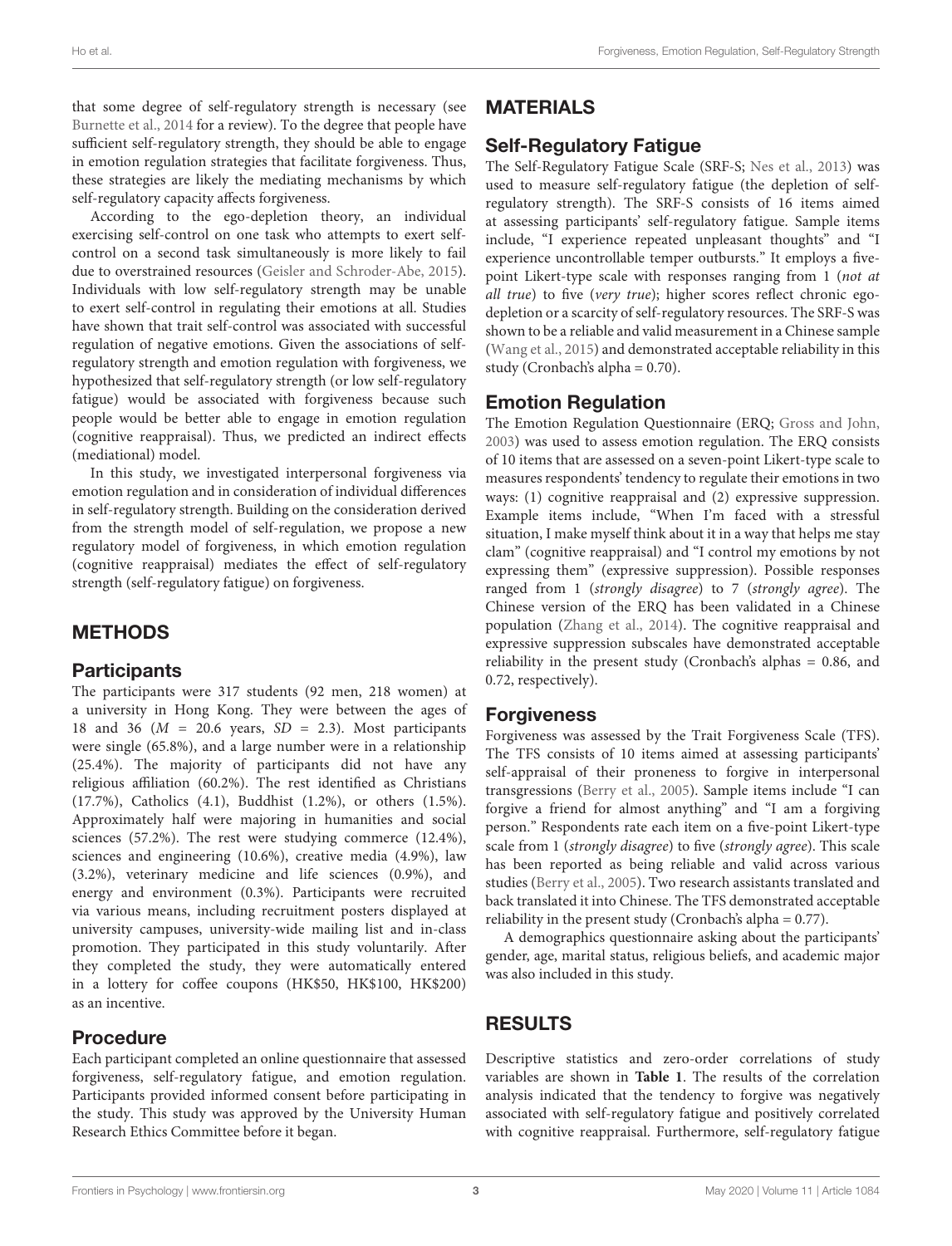that some degree of self-regulatory strength is necessary (see Burnette et al., 2014 for a review). To the degree that people have sufficient self-regulatory strength, they should be able to engage in emotion regulation strategies that facilitate forgiveness. Thus, these strategies are likely the mediating mechanisms by which self-regulatory capacity affects forgiveness.

According to the ego-depletion theory, an individual exercising self-control on one task who attempts to exert self-control on a second task simultaneously is more likely to fail due to overstrained resources (Geisler and Schroder-Abe, 2015). Individuals with low self-regulatory strength may be unable to exert self-control in regulating their emotions at all. Studies have shown that trait self-control was associated with successful regulation of negative emotions. Given the associations of self-regulatory strength and emotion regulation with forgiveness, we hypothesized that self-regulatory strength (or low self-regulatory fatigue) would be associated with forgiveness because such people would be better able to engage in emotion regulation (cognitive reappraisal). Thus, we predicted an indirect effects (mediational) model.

In this study, we investigated interpersonal forgiveness via emotion regulation and in consideration of individual differences in self-regulatory strength. Building on the consideration derived from the strength model of self-regulation, we propose a new regulatory model of forgiveness, in which emotion regulation (cognitive reappraisal) mediates the effect of self-regulatory strength (self-regulatory fatigue) on forgiveness.

## METHODS

### Participants

The participants were 317 students (92 men, 218 women) at a university in Hong Kong. They were between the ages of 18 and 36 (*M* = 20.6 years, *SD* = 2.3). Most participants were single (65.8%), and a large number were in a relationship (25.4%). The majority of participants did not have any religious affiliation (60.2%). The rest identified as Christians (17.7%), Catholics (4.1), Buddhist (1.2%), or others (1.5%). Approximately half were majoring in humanities and social sciences (57.2%). The rest were studying commerce (12.4%), sciences and engineering (10.6%), creative media (4.9%), law (3.2%), veterinary medicine and life sciences (0.9%), and energy and environment (0.3%). Participants were recruited via various means, including recruitment posters displayed at university campuses, university-wide mailing list and in-class promotion. They participated in this study voluntarily. After they completed the study, they were automatically entered in a lottery for coffee coupons (HK$50, HK$100, HK$200) as an incentive.

### Procedure

Each participant completed an online questionnaire that assessed forgiveness, self-regulatory fatigue, and emotion regulation. Participants provided informed consent before participating in the study. This study was approved by the University Human Research Ethics Committee before it began.

## MATERIALS

### Self-Regulatory Fatigue

The Self-Regulatory Fatigue Scale (SRF-S; Nes et al., 2013) was used to measure self-regulatory fatigue (the depletion of self-regulatory strength). The SRF-S consists of 16 items aimed at assessing participants' self-regulatory fatigue. Sample items include, "I experience repeated unpleasant thoughts" and "I experience uncontrollable temper outbursts." It employs a five-point Likert-type scale with responses ranging from 1 (*not at all true*) to five (*very true*); higher scores reflect chronic ego-depletion or a scarcity of self-regulatory resources. The SRF-S was shown to be a reliable and valid measurement in a Chinese sample (Wang et al., 2015) and demonstrated acceptable reliability in this study (Cronbach's alpha = 0.70).

### Emotion Regulation

The Emotion Regulation Questionnaire (ERQ; Gross and John, 2003) was used to assess emotion regulation. The ERQ consists of 10 items that are assessed on a seven-point Likert-type scale to measures respondents' tendency to regulate their emotions in two ways: (1) cognitive reappraisal and (2) expressive suppression. Example items include, "When I'm faced with a stressful situation, I make myself think about it in a way that helps me stay clam" (cognitive reappraisal) and "I control my emotions by not expressing them" (expressive suppression). Possible responses ranged from 1 (*strongly disagree*) to 7 (*strongly agree*). The Chinese version of the ERQ has been validated in a Chinese population (Zhang et al., 2014). The cognitive reappraisal and expressive suppression subscales have demonstrated acceptable reliability in the present study (Cronbach's alphas = 0.86, and 0.72, respectively).

### Forgiveness

Forgiveness was assessed by the Trait Forgiveness Scale (TFS). The TFS consists of 10 items aimed at assessing participants' self-appraisal of their proneness to forgive in interpersonal transgressions (Berry et al., 2005). Sample items include "I can forgive a friend for almost anything" and "I am a forgiving person." Respondents rate each item on a five-point Likert-type scale from 1 (*strongly disagree*) to five (*strongly agree*). This scale has been reported as being reliable and valid across various studies (Berry et al., 2005). Two research assistants translated and back translated it into Chinese. The TFS demonstrated acceptable reliability in the present study (Cronbach's alpha = 0.77).

A demographics questionnaire asking about the participants' gender, age, marital status, religious beliefs, and academic major was also included in this study.

## RESULTS

Descriptive statistics and zero-order correlations of study variables are shown in **Table 1**. The results of the correlation analysis indicated that the tendency to forgive was negatively associated with self-regulatory fatigue and positively correlated with cognitive reappraisal. Furthermore, self-regulatory fatigue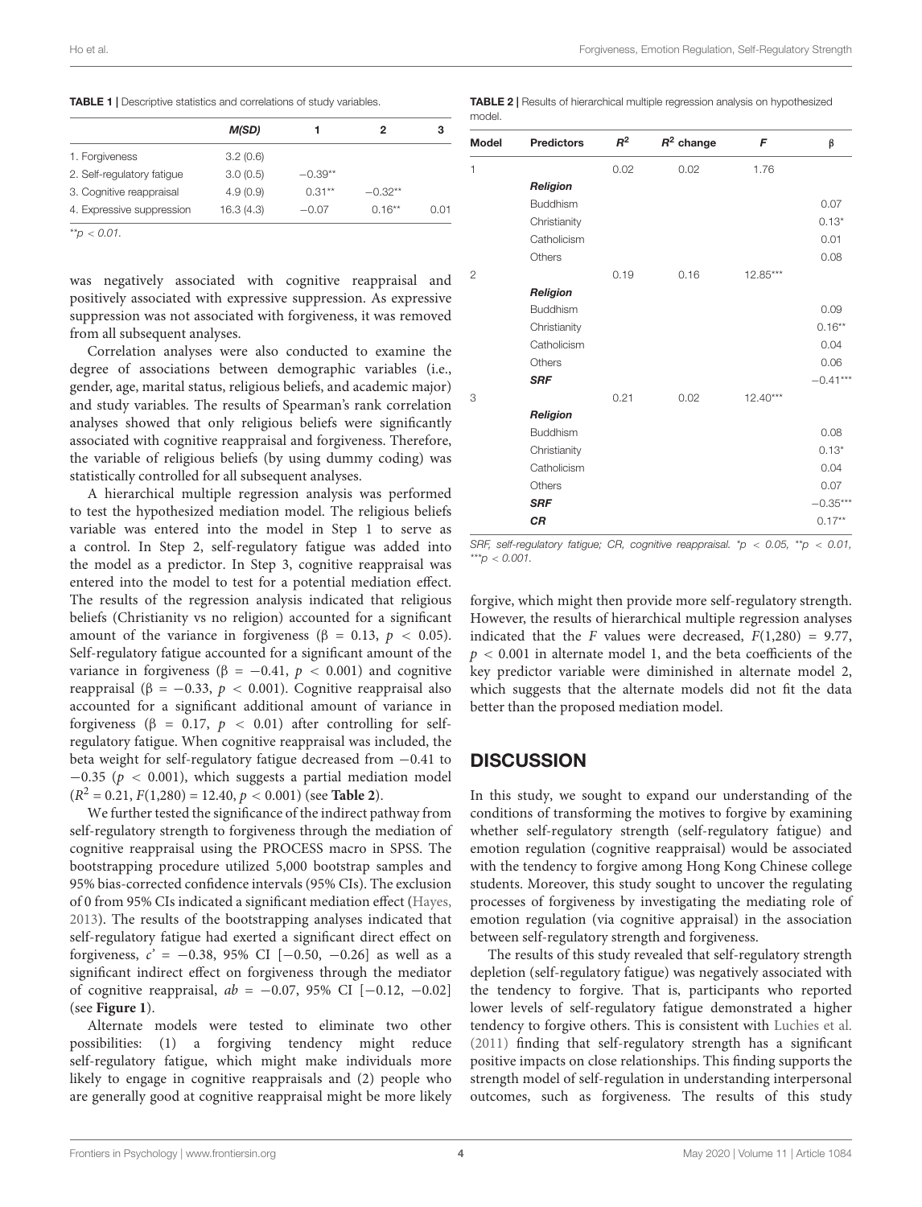**TABLE 1 |** Descriptive statistics and correlations of study variables.

| | *M(SD)* | 1 | 2 | 3 |
|---|---|---|---|---|
| 1. Forgiveness | 3.2 (0.6) | | | |
| 2. Self-regulatory fatigue | 3.0 (0.5) | −0.39** | | |
| 3. Cognitive reappraisal | 4.9 (0.9) | 0.31** | −0.32** | |
| 4. Expressive suppression | 16.3 (4.3) | −0.07 | 0.16** | 0.01 |

**$p < 0.01$.

was negatively associated with cognitive reappraisal and positively associated with expressive suppression. As expressive suppression was not associated with forgiveness, it was removed from all subsequent analyses.

Correlation analyses were also conducted to examine the degree of associations between demographic variables (i.e., gender, age, marital status, religious beliefs, and academic major) and study variables. The results of Spearman's rank correlation analyses showed that only religious beliefs were significantly associated with cognitive reappraisal and forgiveness. Therefore, the variable of religious beliefs (by using dummy coding) was statistically controlled for all subsequent analyses.

A hierarchical multiple regression analysis was performed to test the hypothesized mediation model. The religious beliefs variable was entered into the model in Step 1 to serve as a control. In Step 2, self-regulatory fatigue was added into the model as a predictor. In Step 3, cognitive reappraisal was entered into the model to test for a potential mediation effect. The results of the regression analysis indicated that religious beliefs (Christianity vs no religion) accounted for a significant amount of the variance in forgiveness ($\beta = 0.13$, $p < 0.05$). Self-regulatory fatigue accounted for a significant amount of the variance in forgiveness ($\beta = -0.41$, $p < 0.001$) and cognitive reappraisal ($\beta = -0.33$, $p < 0.001$). Cognitive reappraisal also accounted for a significant additional amount of variance in forgiveness ($\beta = 0.17$, $p < 0.01$) after controlling for self-regulatory fatigue. When cognitive reappraisal was included, the beta weight for self-regulatory fatigue decreased from −0.41 to −0.35 ($p < 0.001$), which suggests a partial mediation model ($R^2 = 0.21$, $F(1,280) = 12.40$, $p < 0.001$) (see **Table 2**).

We further tested the significance of the indirect pathway from self-regulatory strength to forgiveness through the mediation of cognitive reappraisal using the PROCESS macro in SPSS. The bootstrapping procedure utilized 5,000 bootstrap samples and 95% bias-corrected confidence intervals (95% CIs). The exclusion of 0 from 95% CIs indicated a significant mediation effect (Hayes, 2013). The results of the bootstrapping analyses indicated that self-regulatory fatigue had exerted a significant direct effect on forgiveness, $c' = -0.38$, 95% CI [−0.50, −0.26] as well as a significant indirect effect on forgiveness through the mediator of cognitive reappraisal, $ab = -0.07$, 95% CI [−0.12, −0.02] (see **Figure 1**).

Alternate models were tested to eliminate two other possibilities: (1) a forgiving tendency might reduce self-regulatory fatigue, which might make individuals more likely to engage in cognitive reappraisals and (2) people who are generally good at cognitive reappraisal might be more likely

**TABLE 2 |** Results of hierarchical multiple regression analysis on hypothesized model.

| Model | Predictors | $R^2$ | $R^2$ change | *F* | β |
|---|---|---|---|---|---|
| 1 | | 0.02 | 0.02 | 1.76 | |
| | ***Religion*** | | | | |
| | Buddhism | | | | 0.07 |
| | Christianity | | | | 0.13* |
| | Catholicism | | | | 0.01 |
| | Others | | | | 0.08 |
| 2 | | 0.19 | 0.16 | 12.85*** | |
| | ***Religion*** | | | | |
| | Buddhism | | | | 0.09 |
| | Christianity | | | | 0.16** |
| | Catholicism | | | | 0.04 |
| | Others | | | | 0.06 |
| | ***SRF*** | | | | −0.41*** |
| 3 | | 0.21 | 0.02 | 12.40*** | |
| | ***Religion*** | | | | |
| | Buddhism | | | | 0.08 |
| | Christianity | | | | 0.13* |
| | Catholicism | | | | 0.04 |
| | Others | | | | 0.07 |
| | ***SRF*** | | | | −0.35*** |
| | ***CR*** | | | | 0.17** |

*SRF, self-regulatory fatigue; CR, cognitive reappraisal.* *$p < 0.05$, **$p < 0.01$, ***$p < 0.001$.

forgive, which might then provide more self-regulatory strength. However, the results of hierarchical multiple regression analyses indicated that the *F* values were decreased, $F(1,280) = 9.77$, $p < 0.001$ in alternate model 1, and the beta coefficients of the key predictor variable were diminished in alternate model 2, which suggests that the alternate models did not fit the data better than the proposed mediation model.

## DISCUSSION

In this study, we sought to expand our understanding of the conditions of transforming the motives to forgive by examining whether self-regulatory strength (self-regulatory fatigue) and emotion regulation (cognitive reappraisal) would be associated with the tendency to forgive among Hong Kong Chinese college students. Moreover, this study sought to uncover the regulating processes of forgiveness by investigating the mediating role of emotion regulation (via cognitive appraisal) in the association between self-regulatory strength and forgiveness.

The results of this study revealed that self-regulatory strength depletion (self-regulatory fatigue) was negatively associated with the tendency to forgive. That is, participants who reported lower levels of self-regulatory fatigue demonstrated a higher tendency to forgive others. This is consistent with Luchies et al. (2011) finding that self-regulatory strength has a significant positive impacts on close relationships. This finding supports the strength model of self-regulation in understanding interpersonal outcomes, such as forgiveness. The results of this study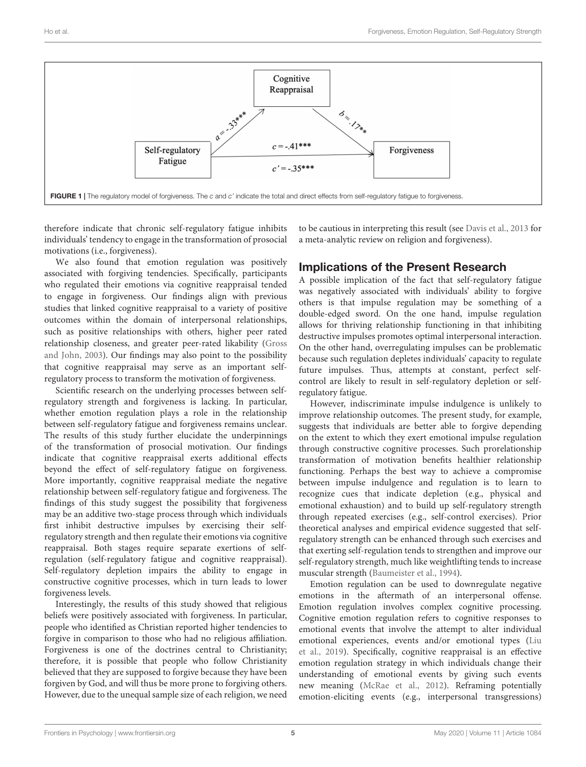FIGURE 1 | The regulatory model of forgiveness. The $c$ and $c'$ indicate the total and direct effects from self-regulatory fatigue to forgiveness.

therefore indicate that chronic self-regulatory fatigue inhibits individuals' tendency to engage in the transformation of prosocial motivations (i.e., forgiveness).

We also found that emotion regulation was positively associated with forgiving tendencies. Specifically, participants who regulated their emotions via cognitive reappraisal tended to engage in forgiveness. Our findings align with previous studies that linked cognitive reappraisal to a variety of positive outcomes within the domain of interpersonal relationships, such as positive relationships with others, higher peer rated relationship closeness, and greater peer-rated likability (Gross and John, 2003). Our findings may also point to the possibility that cognitive reappraisal may serve as an important self-regulatory process to transform the motivation of forgiveness.

Scientific research on the underlying processes between self-regulatory strength and forgiveness is lacking. In particular, whether emotion regulation plays a role in the relationship between self-regulatory fatigue and forgiveness remains unclear. The results of this study further elucidate the underpinnings of the transformation of prosocial motivation. Our findings indicate that cognitive reappraisal exerts additional effects beyond the effect of self-regulatory fatigue on forgiveness. More importantly, cognitive reappraisal mediate the negative relationship between self-regulatory fatigue and forgiveness. The findings of this study suggest the possibility that forgiveness may be an additive two-stage process through which individuals first inhibit destructive impulses by exercising their self-regulatory strength and then regulate their emotions via cognitive reappraisal. Both stages require separate exertions of self-regulation (self-regulatory fatigue and cognitive reappraisal). Self-regulatory depletion impairs the ability to engage in constructive cognitive processes, which in turn leads to lower forgiveness levels.

Interestingly, the results of this study showed that religious beliefs were positively associated with forgiveness. In particular, people who identified as Christian reported higher tendencies to forgive in comparison to those who had no religious affiliation. Forgiveness is one of the doctrines central to Christianity; therefore, it is possible that people who follow Christianity believed that they are supposed to forgive because they have been forgiven by God, and will thus be more prone to forgiving others. However, due to the unequal sample size of each religion, we need to be cautious in interpreting this result (see Davis et al., 2013 for a meta-analytic review on religion and forgiveness).

## Implications of the Present Research

A possible implication of the fact that self-regulatory fatigue was negatively associated with individuals' ability to forgive others is that impulse regulation may be something of a double-edged sword. On the one hand, impulse regulation allows for thriving relationship functioning in that inhibiting destructive impulses promotes optimal interpersonal interaction. On the other hand, overregulating impulses can be problematic because such regulation depletes individuals' capacity to regulate future impulses. Thus, attempts at constant, perfect self-control are likely to result in self-regulatory depletion or self-regulatory fatigue.

However, indiscriminate impulse indulgence is unlikely to improve relationship outcomes. The present study, for example, suggests that individuals are better able to forgive depending on the extent to which they exert emotional impulse regulation through constructive cognitive processes. Such prorelationship transformation of motivation benefits healthier relationship functioning. Perhaps the best way to achieve a compromise between impulse indulgence and regulation is to learn to recognize cues that indicate depletion (e.g., physical and emotional exhaustion) and to build up self-regulatory strength through repeated exercises (e.g., self-control exercises). Prior theoretical analyses and empirical evidence suggested that self-regulatory strength can be enhanced through such exercises and that exerting self-regulation tends to strengthen and improve our self-regulatory strength, much like weightlifting tends to increase muscular strength (Baumeister et al., 1994).

Emotion regulation can be used to downregulate negative emotions in the aftermath of an interpersonal offense. Emotion regulation involves complex cognitive processing. Cognitive emotion regulation refers to cognitive responses to emotional events that involve the attempt to alter individual emotional experiences, events and/or emotional types (Liu et al., 2019). Specifically, cognitive reappraisal is an effective emotion regulation strategy in which individuals change their understanding of emotional events by giving such events new meaning (McRae et al., 2012). Reframing potentially emotion-eliciting events (e.g., interpersonal transgressions)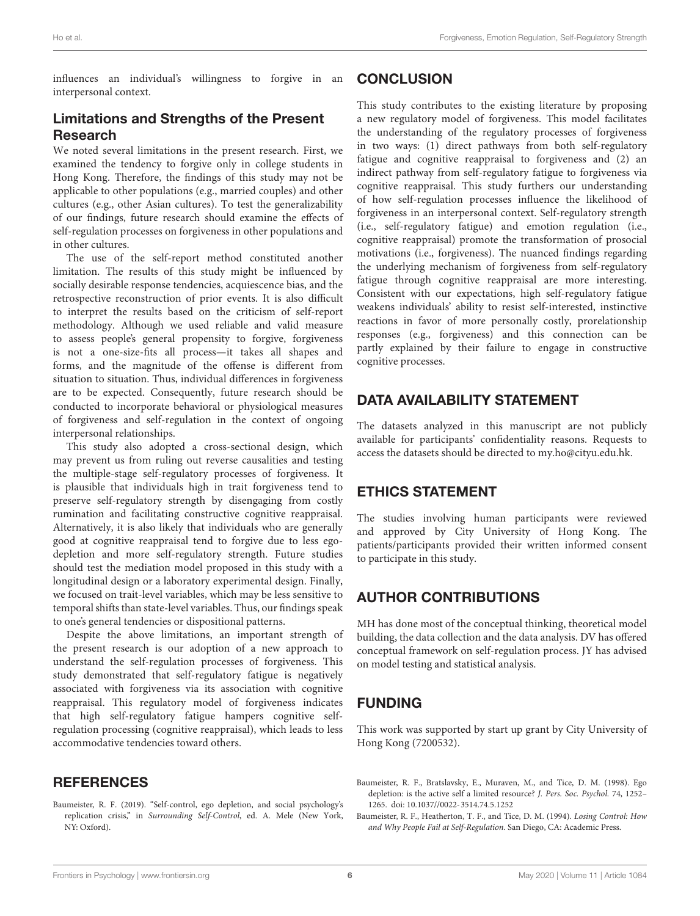influences an individual's willingness to forgive in an interpersonal context.

## Limitations and Strengths of the Present Research

We noted several limitations in the present research. First, we examined the tendency to forgive only in college students in Hong Kong. Therefore, the findings of this study may not be applicable to other populations (e.g., married couples) and other cultures (e.g., other Asian cultures). To test the generalizability of our findings, future research should examine the effects of self-regulation processes on forgiveness in other populations and in other cultures.

The use of the self-report method constituted another limitation. The results of this study might be influenced by socially desirable response tendencies, acquiescence bias, and the retrospective reconstruction of prior events. It is also difficult to interpret the results based on the criticism of self-report methodology. Although we used reliable and valid measure to assess people's general propensity to forgive, forgiveness is not a one-size-fits all process—it takes all shapes and forms, and the magnitude of the offense is different from situation to situation. Thus, individual differences in forgiveness are to be expected. Consequently, future research should be conducted to incorporate behavioral or physiological measures of forgiveness and self-regulation in the context of ongoing interpersonal relationships.

This study also adopted a cross-sectional design, which may prevent us from ruling out reverse causalities and testing the multiple-stage self-regulatory processes of forgiveness. It is plausible that individuals high in trait forgiveness tend to preserve self-regulatory strength by disengaging from costly rumination and facilitating constructive cognitive reappraisal. Alternatively, it is also likely that individuals who are generally good at cognitive reappraisal tend to forgive due to less ego-depletion and more self-regulatory strength. Future studies should test the mediation model proposed in this study with a longitudinal design or a laboratory experimental design. Finally, we focused on trait-level variables, which may be less sensitive to temporal shifts than state-level variables. Thus, our findings speak to one's general tendencies or dispositional patterns.

Despite the above limitations, an important strength of the present research is our adoption of a new approach to understand the self-regulation processes of forgiveness. This study demonstrated that self-regulatory fatigue is negatively associated with forgiveness via its association with cognitive reappraisal. This regulatory model of forgiveness indicates that high self-regulatory fatigue hampers cognitive self-regulation processing (cognitive reappraisal), which leads to less accommodative tendencies toward others.

## CONCLUSION

This study contributes to the existing literature by proposing a new regulatory model of forgiveness. This model facilitates the understanding of the regulatory processes of forgiveness in two ways: (1) direct pathways from both self-regulatory fatigue and cognitive reappraisal to forgiveness and (2) an indirect pathway from self-regulatory fatigue to forgiveness via cognitive reappraisal. This study furthers our understanding of how self-regulation processes influence the likelihood of forgiveness in an interpersonal context. Self-regulatory strength (i.e., self-regulatory fatigue) and emotion regulation (i.e., cognitive reappraisal) promote the transformation of prosocial motivations (i.e., forgiveness). The nuanced findings regarding the underlying mechanism of forgiveness from self-regulatory fatigue through cognitive reappraisal are more interesting. Consistent with our expectations, high self-regulatory fatigue weakens individuals' ability to resist self-interested, instinctive reactions in favor of more personally costly, prorelationship responses (e.g., forgiveness) and this connection can be partly explained by their failure to engage in constructive cognitive processes.

## DATA AVAILABILITY STATEMENT

The datasets analyzed in this manuscript are not publicly available for participants' confidentiality reasons. Requests to access the datasets should be directed to my.ho@cityu.edu.hk.

## ETHICS STATEMENT

The studies involving human participants were reviewed and approved by City University of Hong Kong. The patients/participants provided their written informed consent to participate in this study.

## AUTHOR CONTRIBUTIONS

MH has done most of the conceptual thinking, theoretical model building, the data collection and the data analysis. DV has offered conceptual framework on self-regulation process. JY has advised on model testing and statistical analysis.

## FUNDING

This work was supported by start up grant by City University of Hong Kong (7200532).

## REFERENCES

Baumeister, R. F. (2019). "Self-control, ego depletion, and social psychology's replication crisis," in *Surrounding Self-Control*, ed. A. Mele (New York, NY: Oxford).

Baumeister, R. F., Bratslavsky, E., Muraven, M., and Tice, D. M. (1998). Ego depletion: is the active self a limited resource? *J. Pers. Soc. Psychol.* 74, 1252–1265. doi: 10.1037//0022-3514.74.5.1252

Baumeister, R. F., Heatherton, T. F., and Tice, D. M. (1994). *Losing Control: How and Why People Fail at Self-Regulation*. San Diego, CA: Academic Press.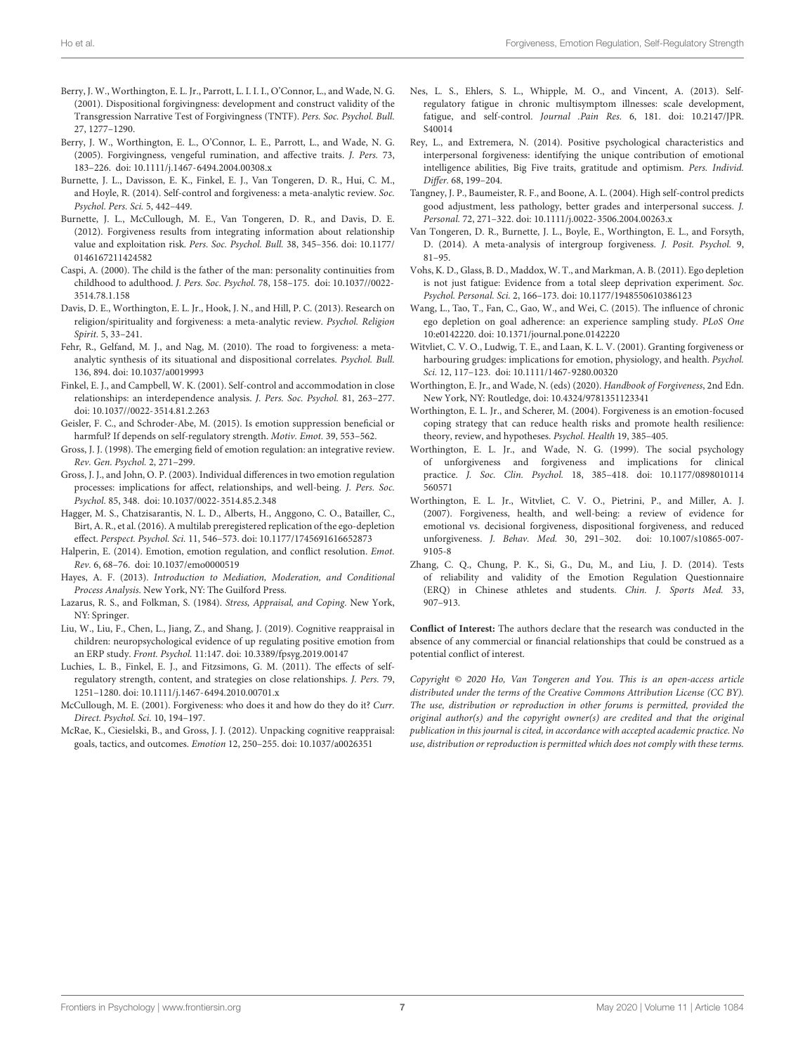Berry, J. W., Worthington, E. L. Jr., Parrott, L. I. I. I., O'Connor, L., and Wade, N. G. (2001). Dispositional forgivingness: development and construct validity of the Transgression Narrative Test of Forgivingness (TNTF). *Pers. Soc. Psychol. Bull.* 27, 1277–1290.

Berry, J. W., Worthington, E. L., O'Connor, L. E., Parrott, L., and Wade, N. G. (2005). Forgivingness, vengeful rumination, and affective traits. *J. Pers.* 73, 183–226. doi: 10.1111/j.1467-6494.2004.00308.x

Burnette, J. L., Davisson, E. K., Finkel, E. J., Van Tongeren, D. R., Hui, C. M., and Hoyle, R. (2014). Self-control and forgiveness: a meta-analytic review. *Soc. Psychol. Pers. Sci.* 5, 442–449.

Burnette, J. L., McCullough, M. E., Van Tongeren, D. R., and Davis, D. E. (2012). Forgiveness results from integrating information about relationship value and exploitation risk. *Pers. Soc. Psychol. Bull.* 38, 345–356. doi: 10.1177/0146167211424582

Caspi, A. (2000). The child is the father of the man: personality continuities from childhood to adulthood. *J. Pers. Soc. Psychol.* 78, 158–175. doi: 10.1037//0022-3514.78.1.158

Davis, D. E., Worthington, E. L. Jr., Hook, J. N., and Hill, P. C. (2013). Research on religion/spirituality and forgiveness: a meta-analytic review. *Psychol. Religion Spirit.* 5, 33–241.

Fehr, R., Gelfand, M. J., and Nag, M. (2010). The road to forgiveness: a meta-analytic synthesis of its situational and dispositional correlates. *Psychol. Bull.* 136, 894. doi: 10.1037/a0019993

Finkel, E. J., and Campbell, W. K. (2001). Self-control and accommodation in close relationships: an interdependence analysis. *J. Pers. Soc. Psychol.* 81, 263–277. doi: 10.1037//0022-3514.81.2.263

Geisler, F. C., and Schroder-Abe, M. (2015). Is emotion suppression beneficial or harmful? If depends on self-regulatory strength. *Motiv. Emot.* 39, 553–562.

Gross, J. J. (1998). The emerging field of emotion regulation: an integrative review. *Rev. Gen. Psychol.* 2, 271–299.

Gross, J. J., and John, O. P. (2003). Individual differences in two emotion regulation processes: implications for affect, relationships, and well-being. *J. Pers. Soc. Psychol.* 85, 348. doi: 10.1037/0022-3514.85.2.348

Hagger, M. S., Chatzisarantis, N. L. D., Alberts, H., Anggono, C. O., Batailler, C., Birt, A. R., et al. (2016). A multilab preregistered replication of the ego-depletion effect. *Perspect. Psychol. Sci.* 11, 546–573. doi: 10.1177/1745691616652873

Halperin, E. (2014). Emotion, emotion regulation, and conflict resolution. *Emot. Rev.* 6, 68–76. doi: 10.1037/emo0000519

Hayes, A. F. (2013). *Introduction to Mediation, Moderation, and Conditional Process Analysis*. New York, NY: The Guilford Press.

Lazarus, R. S., and Folkman, S. (1984). *Stress, Appraisal, and Coping*. New York, NY: Springer.

Liu, W., Liu, F., Chen, L., Jiang, Z., and Shang, J. (2019). Cognitive reappraisal in children: neuropsychological evidence of up regulating positive emotion from an ERP study. *Front. Psychol.* 11:147. doi: 10.3389/fpsyg.2019.00147

Luchies, L. B., Finkel, E. J., and Fitzsimons, G. M. (2011). The effects of self-regulatory strength, content, and strategies on close relationships. *J. Pers.* 79, 1251–1280. doi: 10.1111/j.1467-6494.2010.00701.x

McCullough, M. E. (2001). Forgiveness: who does it and how do they do it? *Curr. Direct. Psychol. Sci.* 10, 194–197.

McRae, K., Ciesielski, B., and Gross, J. J. (2012). Unpacking cognitive reappraisal: goals, tactics, and outcomes. *Emotion* 12, 250–255. doi: 10.1037/a0026351

Nes, L. S., Ehlers, S. L., Whipple, M. O., and Vincent, A. (2013). Self-regulatory fatigue in chronic multisymptom illnesses: scale development, fatigue, and self-control. *Journal .Pain Res.* 6, 181. doi: 10.2147/JPR.S40014

Rey, L., and Extremera, N. (2014). Positive psychological characteristics and interpersonal forgiveness: identifying the unique contribution of emotional intelligence abilities, Big Five traits, gratitude and optimism. *Pers. Individ. Differ.* 68, 199–204.

Tangney, J. P., Baumeister, R. F., and Boone, A. L. (2004). High self-control predicts good adjustment, less pathology, better grades and interpersonal success. *J. Personal.* 72, 271–322. doi: 10.1111/j.0022-3506.2004.00263.x

Van Tongeren, D. R., Burnette, J. L., Boyle, E., Worthington, E. L., and Forsyth, D. (2014). A meta-analysis of intergroup forgiveness. *J. Posit. Psychol.* 9, 81–95.

Vohs, K. D., Glass, B. D., Maddox, W. T., and Markman, A. B. (2011). Ego depletion is not just fatigue: Evidence from a total sleep deprivation experiment. *Soc. Psychol. Personal. Sci.* 2, 166–173. doi: 10.1177/1948550610386123

Wang, L., Tao, T., Fan, C., Gao, W., and Wei, C. (2015). The influence of chronic ego depletion on goal adherence: an experience sampling study. *PLoS One* 10:e0142220. doi: 10.1371/journal.pone.0142220

Witvliet, C. V. O., Ludwig, T. E., and Laan, K. L. V. (2001). Granting forgiveness or harbouring grudges: implications for emotion, physiology, and health. *Psychol. Sci.* 12, 117–123. doi: 10.1111/1467-9280.00320

Worthington, E. Jr., and Wade, N. (eds) (2020). *Handbook of Forgiveness*, 2nd Edn. New York, NY: Routledge, doi: 10.4324/9781351123341

Worthington, E. L. Jr., and Scherer, M. (2004). Forgiveness is an emotion-focused coping strategy that can reduce health risks and promote health resilience: theory, review, and hypotheses. *Psychol. Health* 19, 385–405.

Worthington, E. L. Jr., and Wade, N. G. (1999). The social psychology of unforgiveness and forgiveness and implications for clinical practice. *J. Soc. Clin. Psychol.* 18, 385–418. doi: 10.1177/0898010114560571

Worthington, E. L. Jr., Witvliet, C. V. O., Pietrini, P., and Miller, A. J. (2007). Forgiveness, health, and well-being: a review of evidence for emotional vs. decisional forgiveness, dispositional forgiveness, and reduced unforgiveness. *J. Behav. Med.* 30, 291–302. doi: 10.1007/s10865-007-9105-8

Zhang, C. Q., Chung, P. K., Si, G., Du, M., and Liu, J. D. (2014). Tests of reliability and validity of the Emotion Regulation Questionnaire (ERQ) in Chinese athletes and students. *Chin. J. Sports Med.* 33, 907–913.

**Conflict of Interest:** The authors declare that the research was conducted in the absence of any commercial or financial relationships that could be construed as a potential conflict of interest.

*Copyright © 2020 Ho, Van Tongeren and You. This is an open-access article distributed under the terms of the Creative Commons Attribution License (CC BY). The use, distribution or reproduction in other forums is permitted, provided the original author(s) and the copyright owner(s) are credited and that the original publication in this journal is cited, in accordance with accepted academic practice. No use, distribution or reproduction is permitted which does not comply with these terms.*